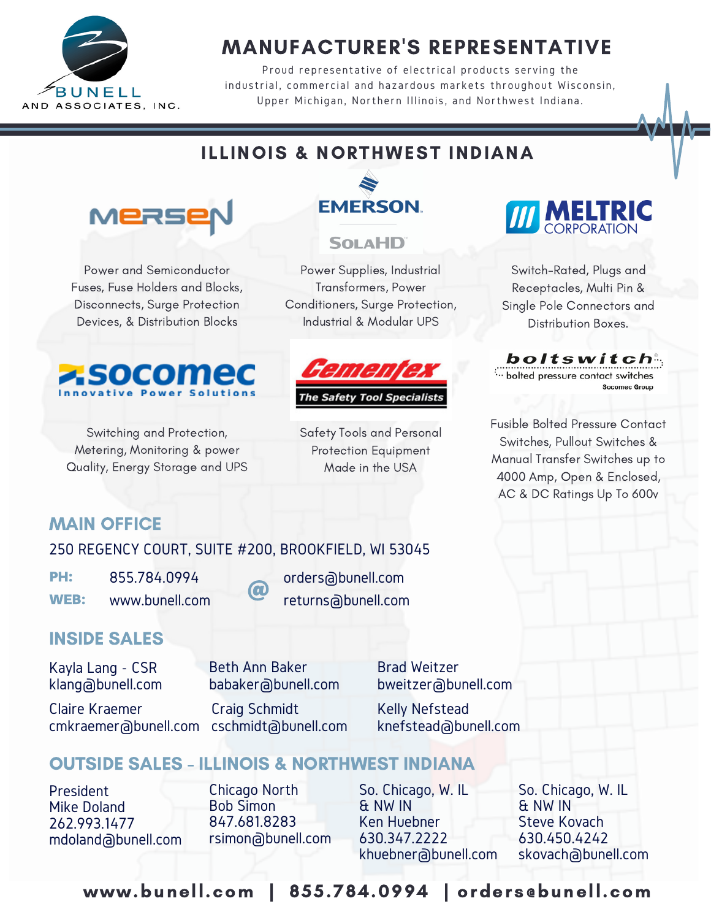BUNELL AND ASSOCIATES, INC.

# MANUFACTURER'S REPRESENTATIVE

Proud representative of electrical products serving the industrial, commercial and hazardous markets throughout Wisconsin, Upper Michigan, Northern Illinois, and Northwest Indiana.

## ILLINOIS & NORTHWEST INDIANA

**MERSEN**

Power and Semiconductor Fuses, Fuse Holders and Blocks, Disconnects, Surge Protection Devices, & Distribution Blocks

**EMERSON SOLAHD**

Power Supplies, Industrial Transformers, Power Conditioners, Surge Protection, Industrial & Modular UPS

**MELTRIC CORPORATION**

Switch-Rated, Plugs and Receptacles, Multi Pin & Single Pole Connectors and Distribution Boxes.

**socomec** Innovative Power Solutions

Switching and Protection, Metering, Monitoring & power Quality, Energy Storage and UPS

**Cementex** The Safety Tool Specialists

Safety Tools and Personal Protection Equipment Made in the USA

**boltswitch** bolted pressure contact switches Socomec Group

Fusible Bolted Pressure Contact Switches, Pullout Switches & Manual Transfer Switches up to 4000 Amp, Open & Enclosed, AC & DC Ratings Up To 600v

## MAIN OFFICE

250 REGENCY COURT, SUITE #200, BROOKFIELD, WI 53045

**PH:** 855.784.0994
**WEB:** www.bunell.com

orders@bunell.com
returns@bunell.com

## INSIDE SALES

Kayla Lang - CSR
klang@bunell.com

Beth Ann Baker
babaker@bunell.com

Brad Weitzer
bweitzer@bunell.com

Claire Kraemer
cmkraemer@bunell.com

Craig Schmidt
cschmidt@bunell.com

Kelly Nefstead
knefstead@bunell.com

## OUTSIDE SALES - ILLINOIS & NORTHWEST INDIANA

President
Mike Doland
262.993.1477
mdoland@bunell.com

Chicago North
Bob Simon
847.681.8283
rsimon@bunell.com

So. Chicago, W. IL & NW IN
Ken Huebner
630.347.2222
khuebner@bunell.com

So. Chicago, W. IL & NW IN
Steve Kovach
630.450.4242
skovach@bunell.com

www.bunell.com | 855.784.0994 | orders@bunell.com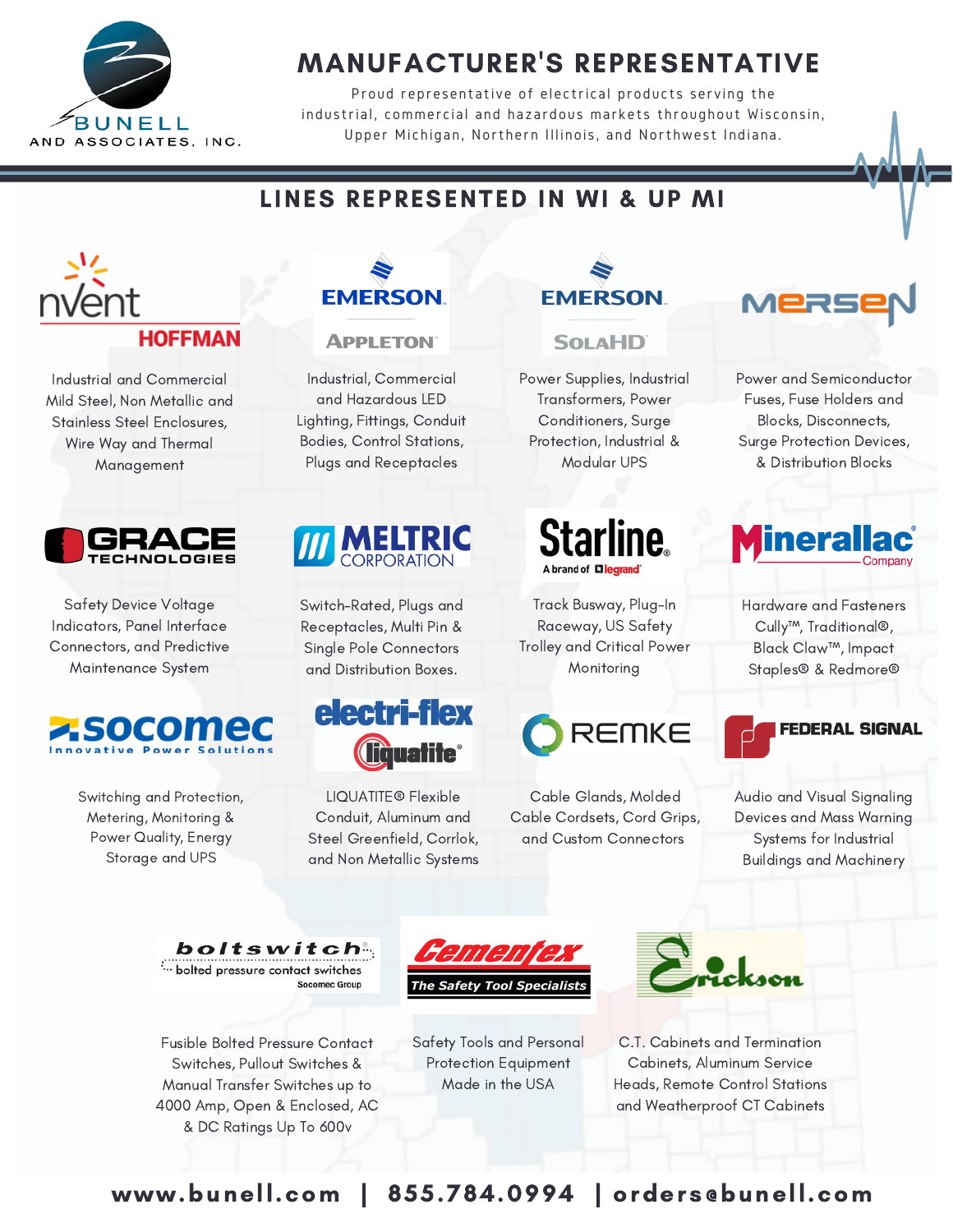BUNELL AND ASSOCIATES, INC.

# MANUFACTURER'S REPRESENTATIVE

Proud representative of electrical products serving the industrial, commercial and hazardous markets throughout Wisconsin, Upper Michigan, Northern Illinois, and Northwest Indiana.

## LINES REPRESENTED IN WI & UP MI

**nVent HOFFMAN**

Industrial and Commercial Mild Steel, Non Metallic and Stainless Steel Enclosures, Wire Way and Thermal Management

**EMERSON APPLETON**

Industrial, Commercial and Hazardous LED Lighting, Fittings, Conduit Bodies, Control Stations, Plugs and Receptacles

**EMERSON SOLAHD**

Power Supplies, Industrial Transformers, Power Conditioners, Surge Protection, Industrial & Modular UPS

**MERSEN**

Power and Semiconductor Fuses, Fuse Holders and Blocks, Disconnects, Surge Protection Devices, & Distribution Blocks

**GRACE TECHNOLOGIES**

Safety Device Voltage Indicators, Panel Interface Connectors, and Predictive Maintenance System

**MELTRIC CORPORATION**

Switch-Rated, Plugs and Receptacles, Multi Pin & Single Pole Connectors and Distribution Boxes.

**Starline. A brand of legrand**

Track Busway, Plug-In Raceway, US Safety Trolley and Critical Power Monitoring

**Minerallac Company**

Hardware and Fasteners Cully™, Traditional®, Black Claw™, Impact Staples® & Redmore®

**socomec Innovative Power Solutions**

Switching and Protection, Metering, Monitoring & Power Quality, Energy Storage and UPS

**electri-flex liquatite**

LIQUATITE® Flexible Conduit, Aluminum and Steel Greenfield, Corrlok, and Non Metallic Systems

**REMKE**

Cable Glands, Molded Cable Cordsets, Cord Grips, and Custom Connectors

**FEDERAL SIGNAL**

Audio and Visual Signaling Devices and Mass Warning Systems for Industrial Buildings and Machinery

**boltswitch bolted pressure contact switches Socomec Group**

Fusible Bolted Pressure Contact Switches, Pullout Switches & Manual Transfer Switches up to 4000 Amp, Open & Enclosed, AC & DC Ratings Up To 600v

**Cementex The Safety Tool Specialists**

Safety Tools and Personal Protection Equipment Made in the USA

**Erickson**

C.T. Cabinets and Termination Cabinets, Aluminum Service Heads, Remote Control Stations and Weatherproof CT Cabinets

www.bunell.com | 855.784.0994 | orders@bunell.com